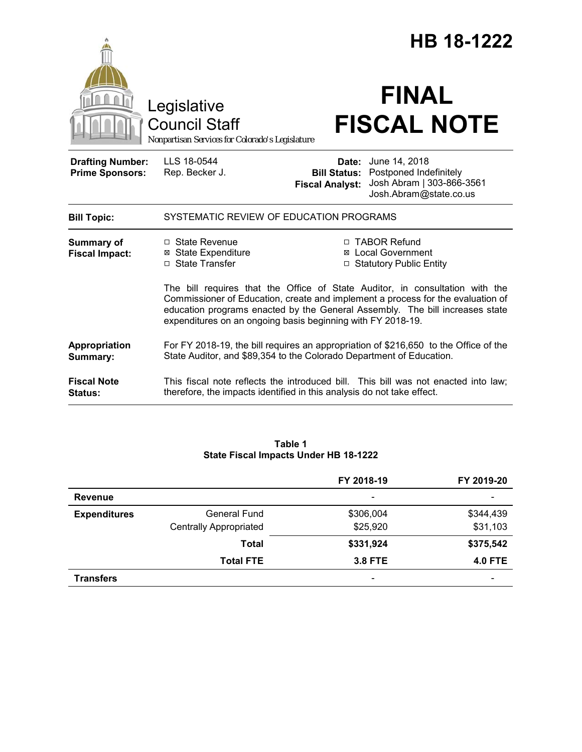# HB 18-1222

Legislative Council Staff

*Nonpartisan Services for Colorado's Legislature*

# FINAL FISCAL NOTE

| | | | |
|---|---|---|---|
| **Drafting Number:** | LLS 18-0544 | **Date:** | June 14, 2018 |
| **Prime Sponsors:** | Rep. Becker J. | **Bill Status:** | Postponed Indefinitely |
| | | **Fiscal Analyst:** | Josh Abram \| 303-866-3561 Josh.Abram@state.co.us |

| | |
|---|---|
| **Bill Topic:** | SYSTEMATIC REVIEW OF EDUCATION PROGRAMS |

**Summary of Fiscal Impact:**

- ☐ State Revenue
- ☒ State Expenditure
- ☐ State Transfer
- ☐ TABOR Refund
- ☒ Local Government
- ☐ Statutory Public Entity

The bill requires that the Office of State Auditor, in consultation with the Commissioner of Education, create and implement a process for the evaluation of education programs enacted by the General Assembly. The bill increases state expenditures on an ongoing basis beginning with FY 2018-19.

**Appropriation Summary:** For FY 2018-19, the bill requires an appropriation of $216,650 to the Office of the State Auditor, and $89,354 to the Colorado Department of Education.

**Fiscal Note Status:** This fiscal note reflects the introduced bill. This bill was not enacted into law; therefore, the impacts identified in this analysis do not take effect.

**Table 1**
**State Fiscal Impacts Under HB 18-1222**

| | | FY 2018-19 | FY 2019-20 |
|---|---|---|---|
| **Revenue** | | - | - |
| **Expenditures** | General Fund | $306,004 | $344,439 |
| | Centrally Appropriated | $25,920 | $31,103 |
| | **Total** | **$331,924** | **$375,542** |
| | **Total FTE** | **3.8 FTE** | **4.0 FTE** |
| **Transfers** | | - | - |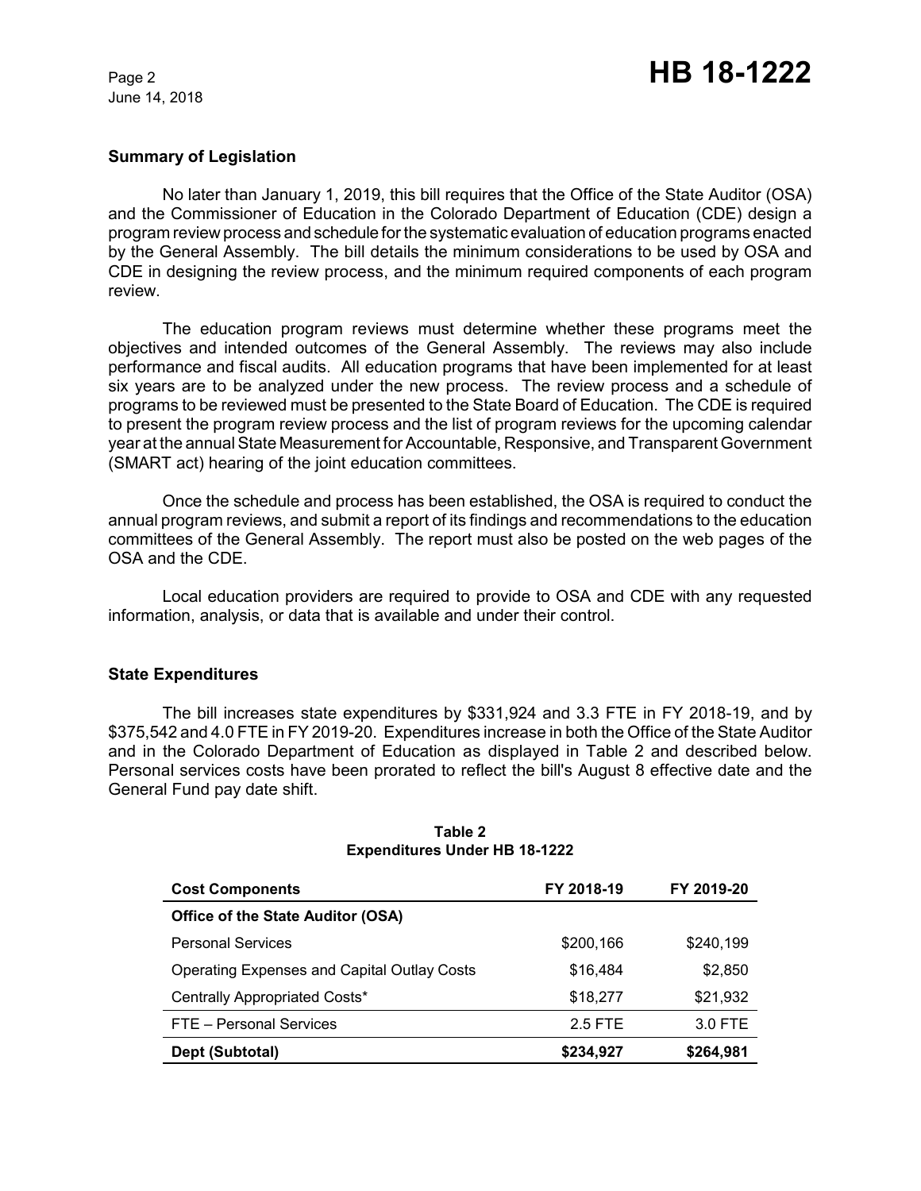## Summary of Legislation

No later than January 1, 2019, this bill requires that the Office of the State Auditor (OSA) and the Commissioner of Education in the Colorado Department of Education (CDE) design a program review process and schedule for the systematic evaluation of education programs enacted by the General Assembly. The bill details the minimum considerations to be used by OSA and CDE in designing the review process, and the minimum required components of each program review.

The education program reviews must determine whether these programs meet the objectives and intended outcomes of the General Assembly. The reviews may also include performance and fiscal audits. All education programs that have been implemented for at least six years are to be analyzed under the new process. The review process and a schedule of programs to be reviewed must be presented to the State Board of Education. The CDE is required to present the program review process and the list of program reviews for the upcoming calendar year at the annual State Measurement for Accountable, Responsive, and Transparent Government (SMART act) hearing of the joint education committees.

Once the schedule and process has been established, the OSA is required to conduct the annual program reviews, and submit a report of its findings and recommendations to the education committees of the General Assembly. The report must also be posted on the web pages of the OSA and the CDE.

Local education providers are required to provide to OSA and CDE with any requested information, analysis, or data that is available and under their control.

## State Expenditures

The bill increases state expenditures by $331,924 and 3.3 FTE in FY 2018-19, and by $375,542 and 4.0 FTE in FY 2019-20. Expenditures increase in both the Office of the State Auditor and in the Colorado Department of Education as displayed in Table 2 and described below. Personal services costs have been prorated to reflect the bill's August 8 effective date and the General Fund pay date shift.

**Table 2**
**Expenditures Under HB 18-1222**

| Cost Components | FY 2018-19 | FY 2019-20 |
|---|---|---|
| **Office of the State Auditor (OSA)** | | |
| Personal Services | $200,166 | $240,199 |
| Operating Expenses and Capital Outlay Costs | $16,484 | $2,850 |
| Centrally Appropriated Costs* | $18,277 | $21,932 |
| FTE – Personal Services | 2.5 FTE | 3.0 FTE |
| **Dept (Subtotal)** | **$234,927** | **$264,981** |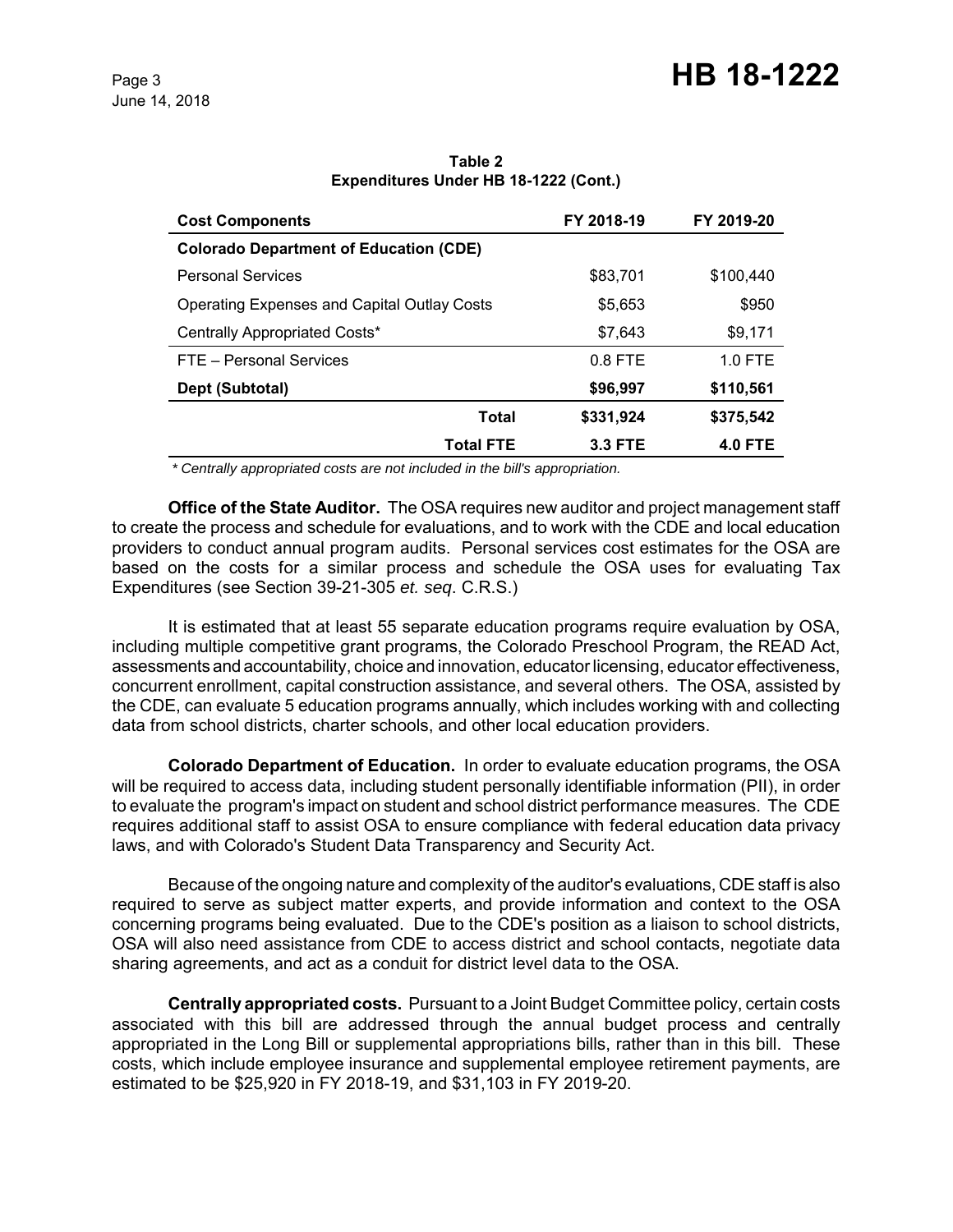**Table 2**
**Expenditures Under HB 18-1222 (Cont.)**

| Cost Components | FY 2018-19 | FY 2019-20 |
|---|---|---|
| **Colorado Department of Education (CDE)** | | |
| Personal Services | $83,701 | $100,440 |
| Operating Expenses and Capital Outlay Costs | $5,653 | $950 |
| Centrally Appropriated Costs* | $7,643 | $9,171 |
| FTE – Personal Services | 0.8 FTE | 1.0 FTE |
| **Dept (Subtotal)** | **$96,997** | **$110,561** |
| **Total** | **$331,924** | **$375,542** |
| **Total FTE** | **3.3 FTE** | **4.0 FTE** |

*\* Centrally appropriated costs are not included in the bill's appropriation.*

**Office of the State Auditor.** The OSA requires new auditor and project management staff to create the process and schedule for evaluations, and to work with the CDE and local education providers to conduct annual program audits. Personal services cost estimates for the OSA are based on the costs for a similar process and schedule the OSA uses for evaluating Tax Expenditures (see Section 39-21-305 *et. seq*. C.R.S.)

It is estimated that at least 55 separate education programs require evaluation by OSA, including multiple competitive grant programs, the Colorado Preschool Program, the READ Act, assessments and accountability, choice and innovation, educator licensing, educator effectiveness, concurrent enrollment, capital construction assistance, and several others. The OSA, assisted by the CDE, can evaluate 5 education programs annually, which includes working with and collecting data from school districts, charter schools, and other local education providers.

**Colorado Department of Education.** In order to evaluate education programs, the OSA will be required to access data, including student personally identifiable information (PII), in order to evaluate the program's impact on student and school district performance measures. The CDE requires additional staff to assist OSA to ensure compliance with federal education data privacy laws, and with Colorado's Student Data Transparency and Security Act.

Because of the ongoing nature and complexity of the auditor's evaluations, CDE staff is also required to serve as subject matter experts, and provide information and context to the OSA concerning programs being evaluated. Due to the CDE's position as a liaison to school districts, OSA will also need assistance from CDE to access district and school contacts, negotiate data sharing agreements, and act as a conduit for district level data to the OSA.

**Centrally appropriated costs.** Pursuant to a Joint Budget Committee policy, certain costs associated with this bill are addressed through the annual budget process and centrally appropriated in the Long Bill or supplemental appropriations bills, rather than in this bill. These costs, which include employee insurance and supplemental employee retirement payments, are estimated to be $25,920 in FY 2018-19, and $31,103 in FY 2019-20.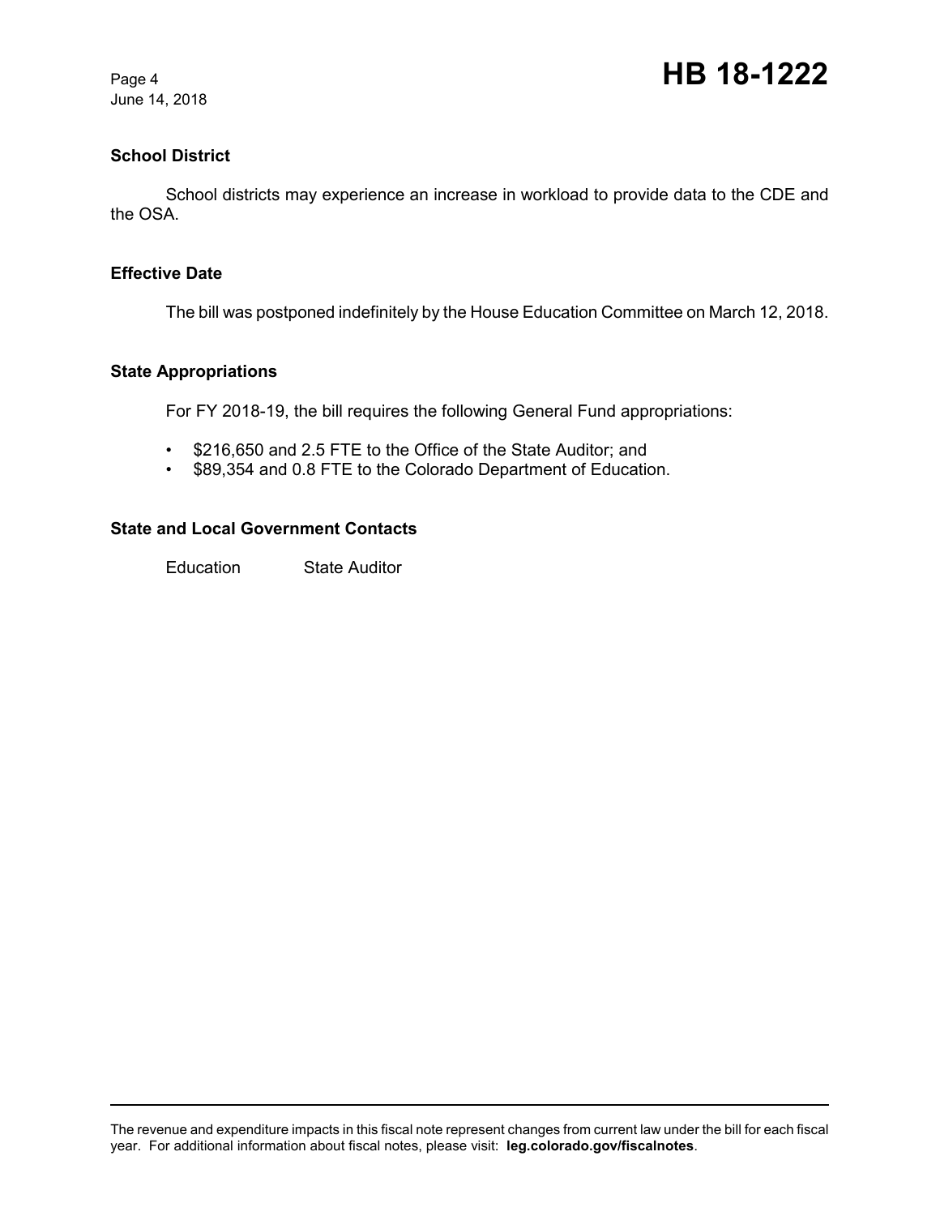### School District

School districts may experience an increase in workload to provide data to the CDE and the OSA.

### Effective Date

The bill was postponed indefinitely by the House Education Committee on March 12, 2018.

### State Appropriations

For FY 2018-19, the bill requires the following General Fund appropriations:

- $216,650 and 2.5 FTE to the Office of the State Auditor; and
- $89,354 and 0.8 FTE to the Colorado Department of Education.

### State and Local Government Contacts

Education State Auditor

The revenue and expenditure impacts in this fiscal note represent changes from current law under the bill for each fiscal year. For additional information about fiscal notes, please visit: **leg.colorado.gov/fiscalnotes**.